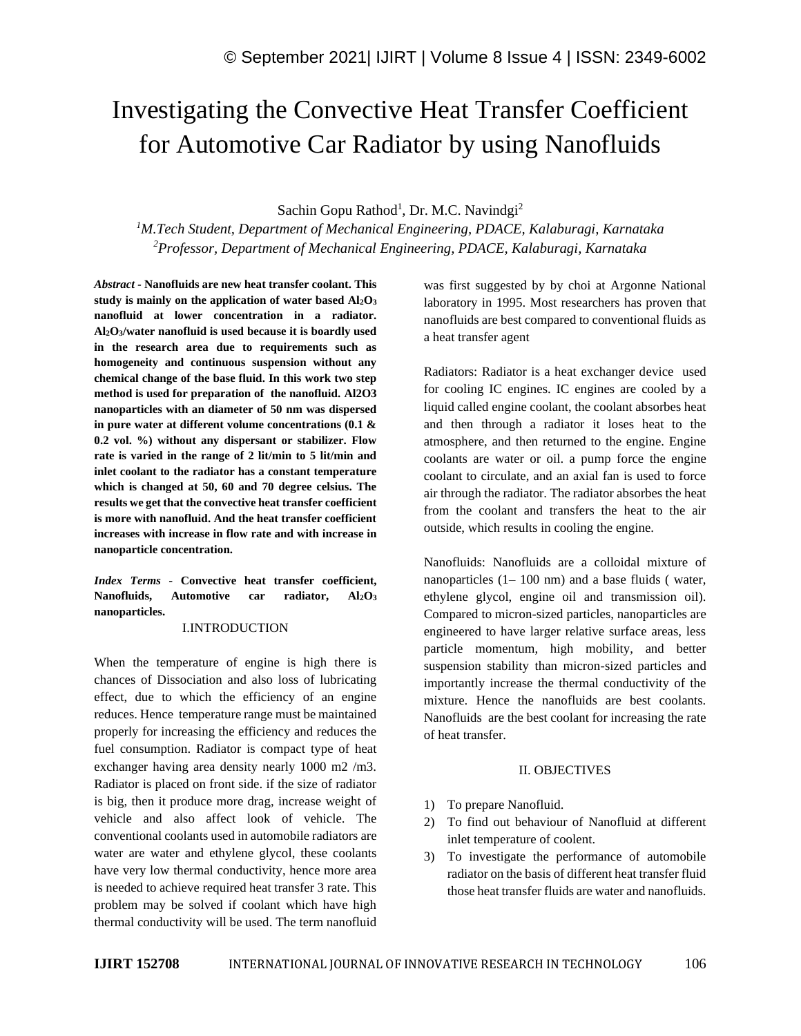# Investigating the Convective Heat Transfer Coefficient for Automotive Car Radiator by using Nanofluids

Sachin Gopu Rathod[1], Dr. M.C. Navindgi[2]

[1]*M.Tech Student, Department of Mechanical Engineering, PDACE, Kalaburagi, Karnataka*
[2]*Professor, Department of Mechanical Engineering, PDACE, Kalaburagi, Karnataka*

***Abstract* - Nanofluids are new heat transfer coolant. This study is mainly on the application of water based $Al_2O_3$ nanofluid at lower concentration in a radiator. $Al_2O_3$/water nanofluid is used because it is boardly used in the research area due to requirements such as homogeneity and continuous suspension without any chemical change of the base fluid. In this work two step method is used for preparation of the nanofluid. Al2O3 nanoparticles with an diameter of 50 nm was dispersed in pure water at different volume concentrations (0.1 & 0.2 vol. %) without any dispersant or stabilizer. Flow rate is varied in the range of 2 lit/min to 5 lit/min and inlet coolant to the radiator has a constant temperature which is changed at 50, 60 and 70 degree celsius. The results we get that the convective heat transfer coefficient is more with nanofluid. And the heat transfer coefficient increases with increase in flow rate and with increase in nanoparticle concentration.**

***Index Terms* - Convective heat transfer coefficient, Nanofluids, Automotive car radiator, $Al_2O_3$ nanoparticles.**

## I.INTRODUCTION

When the temperature of engine is high there is chances of Dissociation and also loss of lubricating effect, due to which the efficiency of an engine reduces. Hence temperature range must be maintained properly for increasing the efficiency and reduces the fuel consumption. Radiator is compact type of heat exchanger having area density nearly 1000 m2 /m3. Radiator is placed on front side. if the size of radiator is big, then it produce more drag, increase weight of vehicle and also affect look of vehicle. The conventional coolants used in automobile radiators are water are water and ethylene glycol, these coolants have very low thermal conductivity, hence more area is needed to achieve required heat transfer 3 rate. This problem may be solved if coolant which have high thermal conductivity will be used. The term nanofluid was first suggested by by choi at Argonne National laboratory in 1995. Most researchers has proven that nanofluids are best compared to conventional fluids as a heat transfer agent

Radiators: Radiator is a heat exchanger device used for cooling IC engines. IC engines are cooled by a liquid called engine coolant, the coolant absorbes heat and then through a radiator it loses heat to the atmosphere, and then returned to the engine. Engine coolants are water or oil. a pump force the engine coolant to circulate, and an axial fan is used to force air through the radiator. The radiator absorbes the heat from the coolant and transfers the heat to the air outside, which results in cooling the engine.

Nanofluids: Nanofluids are a colloidal mixture of nanoparticles (1– 100 nm) and a base fluids ( water, ethylene glycol, engine oil and transmission oil). Compared to micron-sized particles, nanoparticles are engineered to have larger relative surface areas, less particle momentum, high mobility, and better suspension stability than micron-sized particles and importantly increase the thermal conductivity of the mixture. Hence the nanofluids are best coolants. Nanofluids are the best coolant for increasing the rate of heat transfer.

## II. OBJECTIVES

1) To prepare Nanofluid.
2) To find out behaviour of Nanofluid at different inlet temperature of coolent.
3) To investigate the performance of automobile radiator on the basis of different heat transfer fluid those heat transfer fluids are water and nanofluids.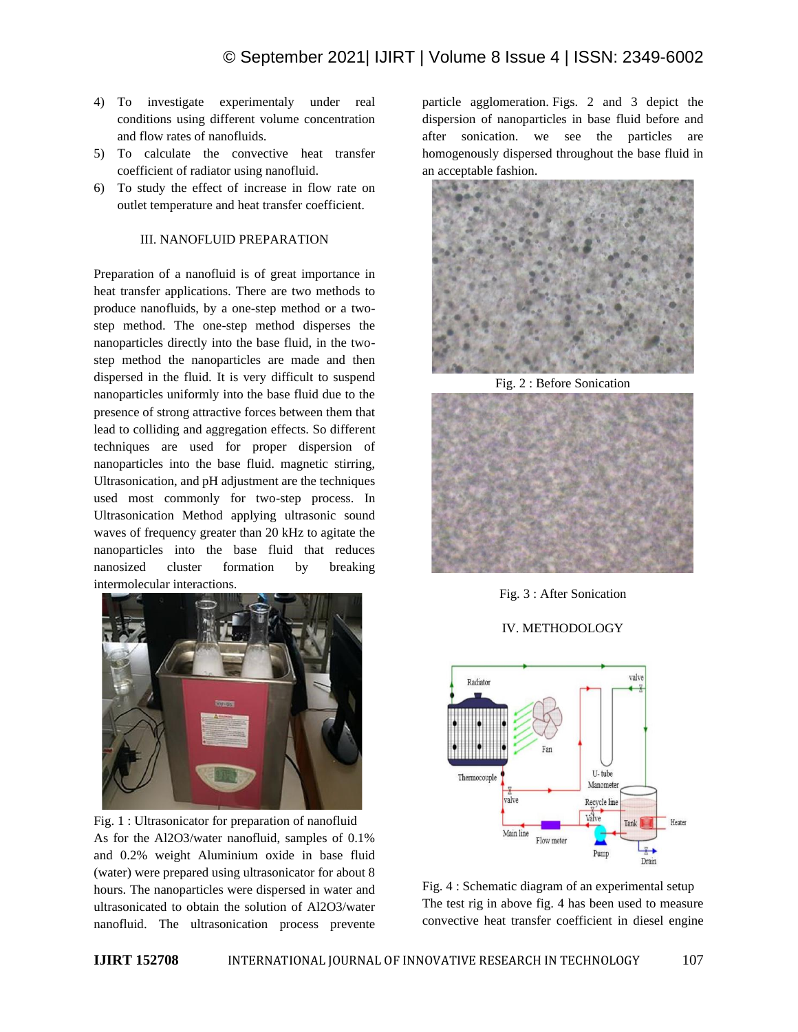4) To investigate experimentaly under real conditions using different volume concentration and flow rates of nanofluids.
5) To calculate the convective heat transfer coefficient of radiator using nanofluid.
6) To study the effect of increase in flow rate on outlet temperature and heat transfer coefficient.

## III. NANOFLUID PREPARATION

Preparation of a nanofluid is of great importance in heat transfer applications. There are two methods to produce nanofluids, by a one-step method or a two-step method. The one-step method disperses the nanoparticles directly into the base fluid, in the two-step method the nanoparticles are made and then dispersed in the fluid. It is very difficult to suspend nanoparticles uniformly into the base fluid due to the presence of strong attractive forces between them that lead to colliding and aggregation effects. So different techniques are used for proper dispersion of nanoparticles into the base fluid. magnetic stirring, Ultrasonication, and pH adjustment are the techniques used most commonly for two-step process. In Ultrasonication Method applying ultrasonic sound waves of frequency greater than 20 kHz to agitate the nanoparticles into the base fluid that reduces nanosized cluster formation by breaking intermolecular interactions.

Fig. 1 : Ultrasonicator for preparation of nanofluid

As for the $Al_2O_3$/water nanofluid, samples of 0.1% and 0.2% weight Aluminium oxide in base fluid (water) were prepared using ultrasonicator for about 8 hours. The nanoparticles were dispersed in water and ultrasonicated to obtain the solution of $Al_2O_3$/water nanofluid. The ultrasonication process prevente particle agglomeration. Figs. 2 and 3 depict the dispersion of nanoparticles in base fluid before and after sonication. we see the particles are homogenously dispersed throughout the base fluid in an acceptable fashion.

Fig. 2 : Before Sonication

Fig. 3 : After Sonication

## IV. METHODOLOGY

Fig. 4 : Schematic diagram of an experimental setup

The test rig in above fig. 4 has been used to measure convective heat transfer coefficient in diesel engine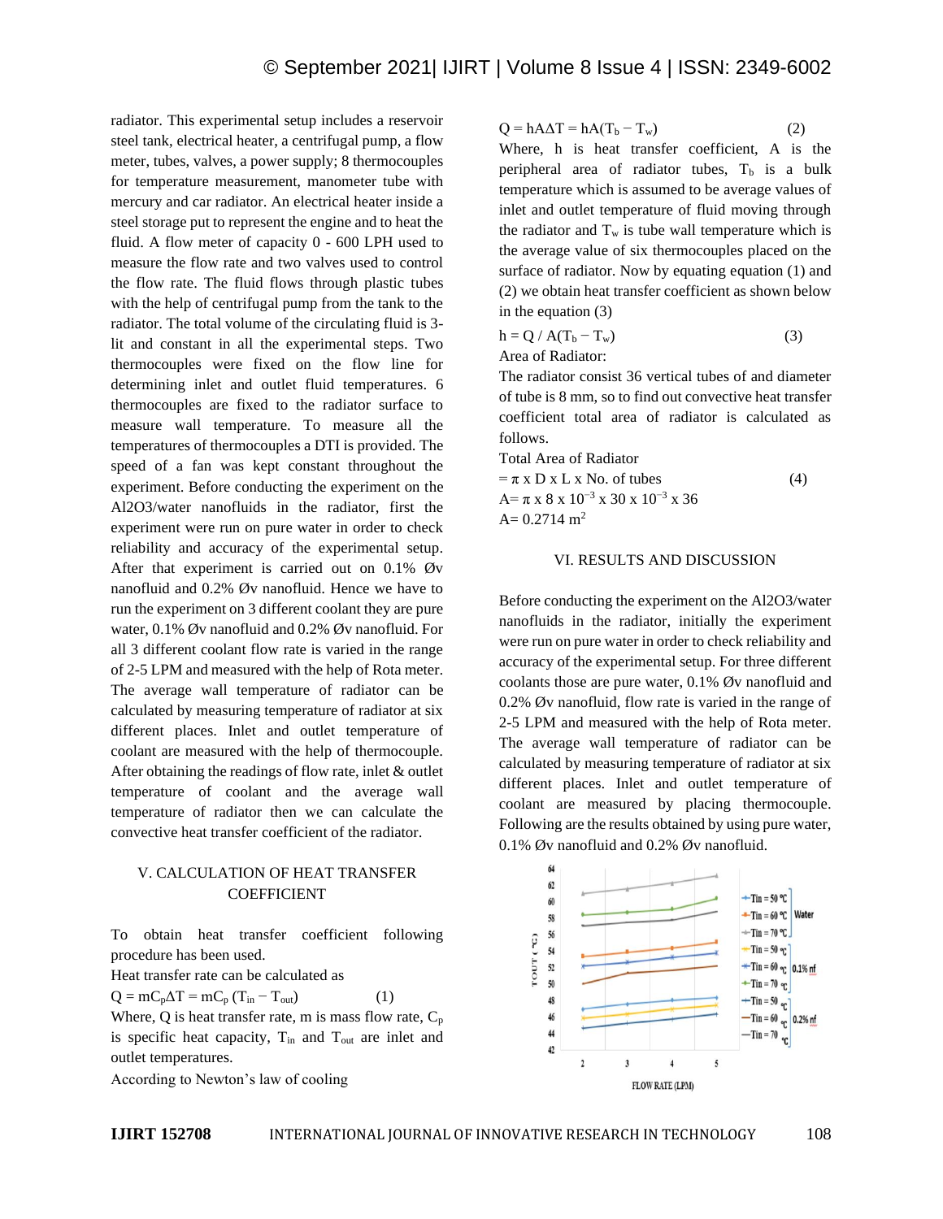radiator. This experimental setup includes a reservoir steel tank, electrical heater, a centrifugal pump, a flow meter, tubes, valves, a power supply; 8 thermocouples for temperature measurement, manometer tube with mercury and car radiator. An electrical heater inside a steel storage put to represent the engine and to heat the fluid. A flow meter of capacity 0 - 600 LPH used to measure the flow rate and two valves used to control the flow rate. The fluid flows through plastic tubes with the help of centrifugal pump from the tank to the radiator. The total volume of the circulating fluid is 3-lit and constant in all the experimental steps. Two thermocouples were fixed on the flow line for determining inlet and outlet fluid temperatures. 6 thermocouples are fixed to the radiator surface to measure wall temperature. To measure all the temperatures of thermocouples a DTI is provided. The speed of a fan was kept constant throughout the experiment. Before conducting the experiment on the Al2O3/water nanofluids in the radiator, first the experiment were run on pure water in order to check reliability and accuracy of the experimental setup. After that experiment is carried out on 0.1% Øv nanofluid and 0.2% Øv nanofluid. Hence we have to run the experiment on 3 different coolant they are pure water, 0.1% Øv nanofluid and 0.2% Øv nanofluid. For all 3 different coolant flow rate is varied in the range of 2-5 LPM and measured with the help of Rota meter. The average wall temperature of radiator can be calculated by measuring temperature of radiator at six different places. Inlet and outlet temperature of coolant are measured with the help of thermocouple. After obtaining the readings of flow rate, inlet & outlet temperature of coolant and the average wall temperature of radiator then we can calculate the convective heat transfer coefficient of the radiator.

## V. CALCULATION OF HEAT TRANSFER COEFFICIENT

To obtain heat transfer coefficient following procedure has been used.

Heat transfer rate can be calculated as

$$Q = mC_p\Delta T = mC_p (T_{in} - T_{out}) \quad (1)$$

Where, Q is heat transfer rate, m is mass flow rate, $C_p$ is specific heat capacity, $T_{in}$ and $T_{out}$ are inlet and outlet temperatures.

According to Newton's law of cooling

$$Q = hA\Delta T = hA(T_b - T_w) \quad (2)$$

Where, h is heat transfer coefficient, A is the peripheral area of radiator tubes, $T_b$ is a bulk temperature which is assumed to be average values of inlet and outlet temperature of fluid moving through the radiator and $T_w$ is tube wall temperature which is the average value of six thermocouples placed on the surface of radiator. Now by equating equation (1) and (2) we obtain heat transfer coefficient as shown below in the equation (3)

$$h = Q / A(T_b - T_w) \quad (3)$$

Area of Radiator:

The radiator consist 36 vertical tubes of and diameter of tube is 8 mm, so to find out convective heat transfer coefficient total area of radiator is calculated as follows.

Total Area of Radiator

$$= \pi \times D \times L \times \text{No. of tubes} \quad (4)$$

$$A = \pi \times 8 \times 10^{-3} \times 30 \times 10^{-3} \times 36$$

$$A = 0.2714 \text{ m}^2$$

## VI. RESULTS AND DISCUSSION

Before conducting the experiment on the Al2O3/water nanofluids in the radiator, initially the experiment were run on pure water in order to check reliability and accuracy of the experimental setup. For three different coolants those are pure water, 0.1% Øv nanofluid and 0.2% Øv nanofluid, flow rate is varied in the range of 2-5 LPM and measured with the help of Rota meter. The average wall temperature of radiator can be calculated by measuring temperature of radiator at six different places. Inlet and outlet temperature of coolant are measured by placing thermocouple. Following are the results obtained by using pure water, 0.1% Øv nanofluid and 0.2% Øv nanofluid.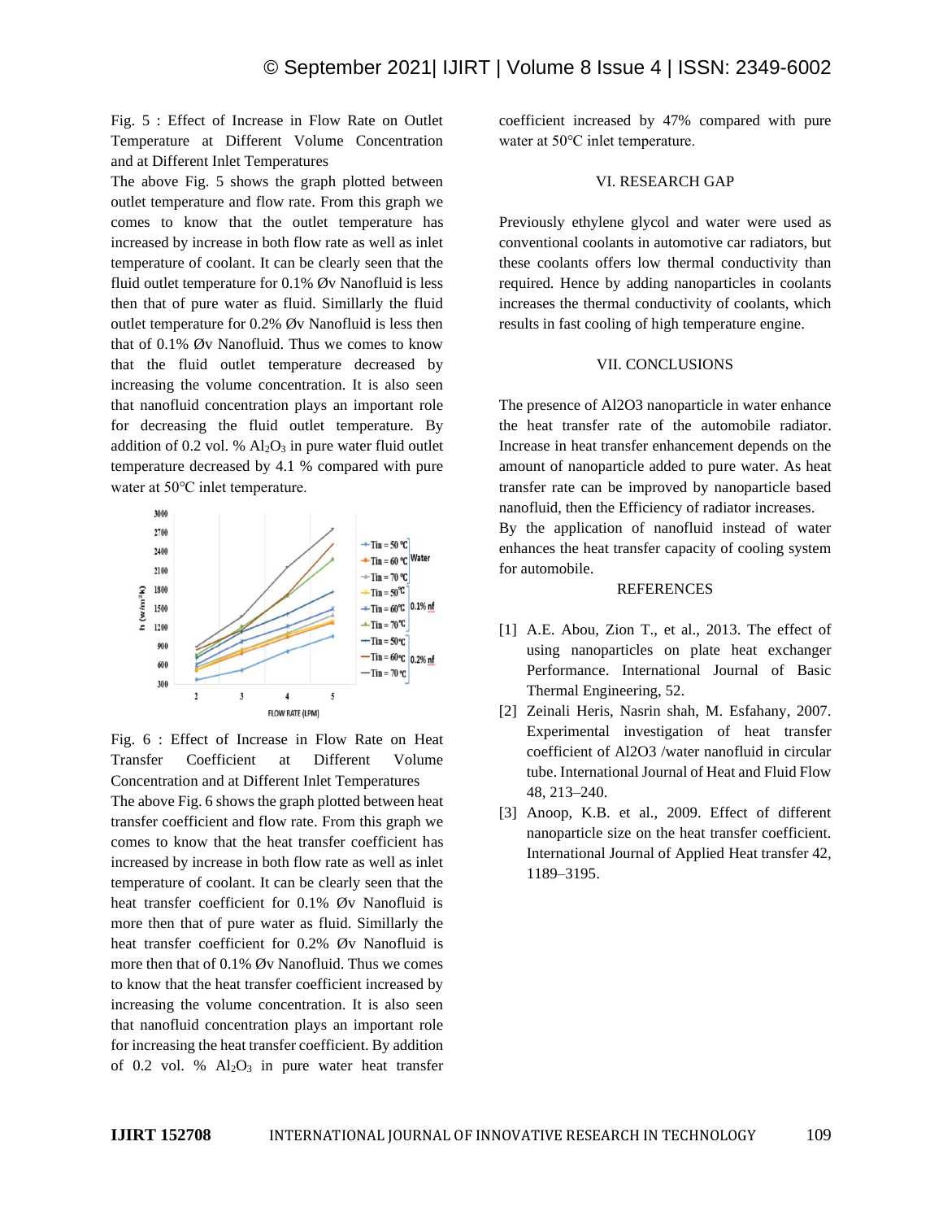Fig. 5 : Effect of Increase in Flow Rate on Outlet Temperature at Different Volume Concentration and at Different Inlet Temperatures

The above Fig. 5 shows the graph plotted between outlet temperature and flow rate. From this graph we comes to know that the outlet temperature has increased by increase in both flow rate as well as inlet temperature of coolant. It can be clearly seen that the fluid outlet temperature for 0.1% Øv Nanofluid is less then that of pure water as fluid. Simillarly the fluid outlet temperature for 0.2% Øv Nanofluid is less then that of 0.1% Øv Nanofluid. Thus we comes to know that the fluid outlet temperature decreased by increasing the volume concentration. It is also seen that nanofluid concentration plays an important role for decreasing the fluid outlet temperature. By addition of 0.2 vol. % $Al_2O_3$ in pure water fluid outlet temperature decreased by 4.1 % compared with pure water at 50℃ inlet temperature.

3000
2700
2400
2100
1800
1500
1200
900
600
300

h (w/m²k)

2
3
4
5

FLOW RATE (LPM)

Tin = 50 ℃
Tin = 60 ℃
Tin = 70 ℃
Water

Tin = 50℃
Tin = 60℃
Tin = 70℃
0.1% nf

Tin = 50℃
Tin = 60℃
Tin = 70 ℃
0.2% nf

Fig. 6 : Effect of Increase in Flow Rate on Heat Transfer Coefficient at Different Volume Concentration and at Different Inlet Temperatures

The above Fig. 6 shows the graph plotted between heat transfer coefficient and flow rate. From this graph we comes to know that the heat transfer coefficient has increased by increase in both flow rate as well as inlet temperature of coolant. It can be clearly seen that the heat transfer coefficient for 0.1% Øv Nanofluid is more then that of pure water as fluid. Simillarly the heat transfer coefficient for 0.2% Øv Nanofluid is more then that of 0.1% Øv Nanofluid. Thus we comes to know that the heat transfer coefficient increased by increasing the volume concentration. It is also seen that nanofluid concentration plays an important role for increasing the heat transfer coefficient. By addition of 0.2 vol. % $Al_2O_3$ in pure water heat transfer coefficient increased by 47% compared with pure water at 50℃ inlet temperature.

## VI. RESEARCH GAP

Previously ethylene glycol and water were used as conventional coolants in automotive car radiators, but these coolants offers low thermal conductivity than required. Hence by adding nanoparticles in coolants increases the thermal conductivity of coolants, which results in fast cooling of high temperature engine.

## VII. CONCLUSIONS

The presence of Al2O3 nanoparticle in water enhance the heat transfer rate of the automobile radiator. Increase in heat transfer enhancement depends on the amount of nanoparticle added to pure water. As heat transfer rate can be improved by nanoparticle based nanofluid, then the Efficiency of radiator increases.

By the application of nanofluid instead of water enhances the heat transfer capacity of cooling system for automobile.

## REFERENCES

[1] A.E. Abou, Zion T., et al., 2013. The effect of using nanoparticles on plate heat exchanger Performance. International Journal of Basic Thermal Engineering, 52.

[2] Zeinali Heris, Nasrin shah, M. Esfahany, 2007. Experimental investigation of heat transfer coefficient of Al2O3 /water nanofluid in circular tube. International Journal of Heat and Fluid Flow 48, 213–240.

[3] Anoop, K.B. et al., 2009. Effect of different nanoparticle size on the heat transfer coefficient. International Journal of Applied Heat transfer 42, 1189–3195.